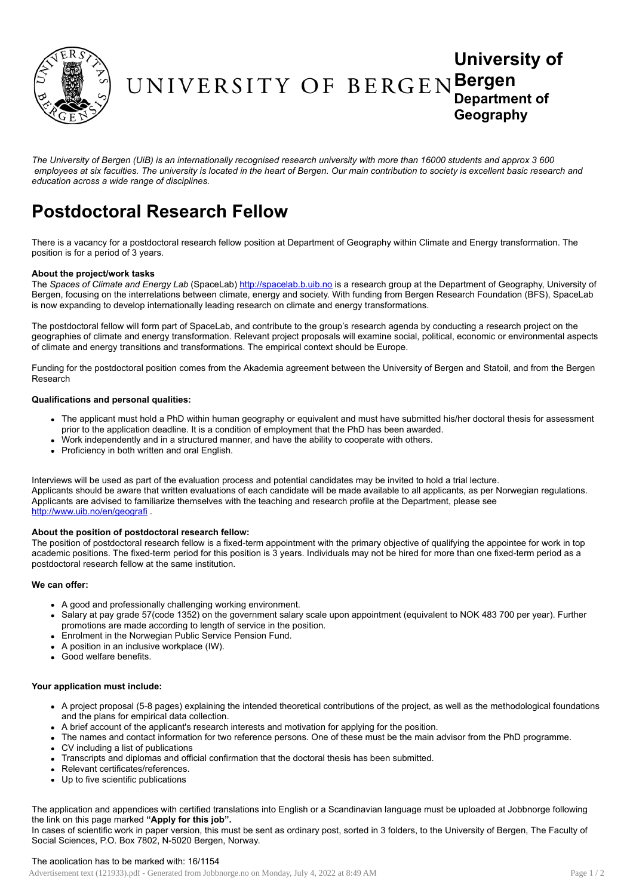UNIVERSITY OF BERGEN

**University of Bergen**
**Department of Geography**

*The University of Bergen (UiB) is an internationally recognised research university with more than 16000 students and approx 3 600 employees at six faculties. The university is located in the heart of Bergen. Our main contribution to society is excellent basic research and education across a wide range of disciplines.*

# Postdoctoral Research Fellow

There is a vacancy for a postdoctoral research fellow position at Department of Geography within Climate and Energy transformation. The position is for a period of 3 years.

**About the project/work tasks**
The *Spaces of Climate and Energy Lab* (SpaceLab) http://spacelab.b.uib.no is a research group at the Department of Geography, University of Bergen, focusing on the interrelations between climate, energy and society. With funding from Bergen Research Foundation (BFS), SpaceLab is now expanding to develop internationally leading research on climate and energy transformations.

The postdoctoral fellow will form part of SpaceLab, and contribute to the group's research agenda by conducting a research project on the geographies of climate and energy transformation. Relevant project proposals will examine social, political, economic or environmental aspects of climate and energy transitions and transformations. The empirical context should be Europe.

Funding for the postdoctoral position comes from the Akademia agreement between the University of Bergen and Statoil, and from the Bergen Research

**Qualifications and personal qualities:**

- The applicant must hold a PhD within human geography or equivalent and must have submitted his/her doctoral thesis for assessment prior to the application deadline. It is a condition of employment that the PhD has been awarded.
- Work independently and in a structured manner, and have the ability to cooperate with others.
- Proficiency in both written and oral English.

Interviews will be used as part of the evaluation process and potential candidates may be invited to hold a trial lecture.
Applicants should be aware that written evaluations of each candidate will be made available to all applicants, as per Norwegian regulations.
Applicants are advised to familiarize themselves with the teaching and research profile at the Department, please see http://www.uib.no/en/geografi .

**About the position of postdoctoral research fellow:**
The position of postdoctoral research fellow is a fixed-term appointment with the primary objective of qualifying the appointee for work in top academic positions. The fixed-term period for this position is 3 years. Individuals may not be hired for more than one fixed-term period as a postdoctoral research fellow at the same institution.

**We can offer:**

- A good and professionally challenging working environment.
- Salary at pay grade 57(code 1352) on the government salary scale upon appointment (equivalent to NOK 483 700 per year). Further promotions are made according to length of service in the position.
- Enrolment in the Norwegian Public Service Pension Fund.
- A position in an inclusive workplace (IW).
- Good welfare benefits.

**Your application must include:**

- A project proposal (5-8 pages) explaining the intended theoretical contributions of the project, as well as the methodological foundations and the plans for empirical data collection.
- A brief account of the applicant's research interests and motivation for applying for the position.
- The names and contact information for two reference persons. One of these must be the main advisor from the PhD programme.
- CV including a list of publications
- Transcripts and diplomas and official confirmation that the doctoral thesis has been submitted.
- Relevant certificates/references.
- Up to five scientific publications

The application and appendices with certified translations into English or a Scandinavian language must be uploaded at Jobbnorge following the link on this page marked **"Apply for this job".**
In cases of scientific work in paper version, this must be sent as ordinary post, sorted in 3 folders, to the University of Bergen, The Faculty of Social Sciences, P.O. Box 7802, N-5020 Bergen, Norway.

The application has to be marked with: 16/1154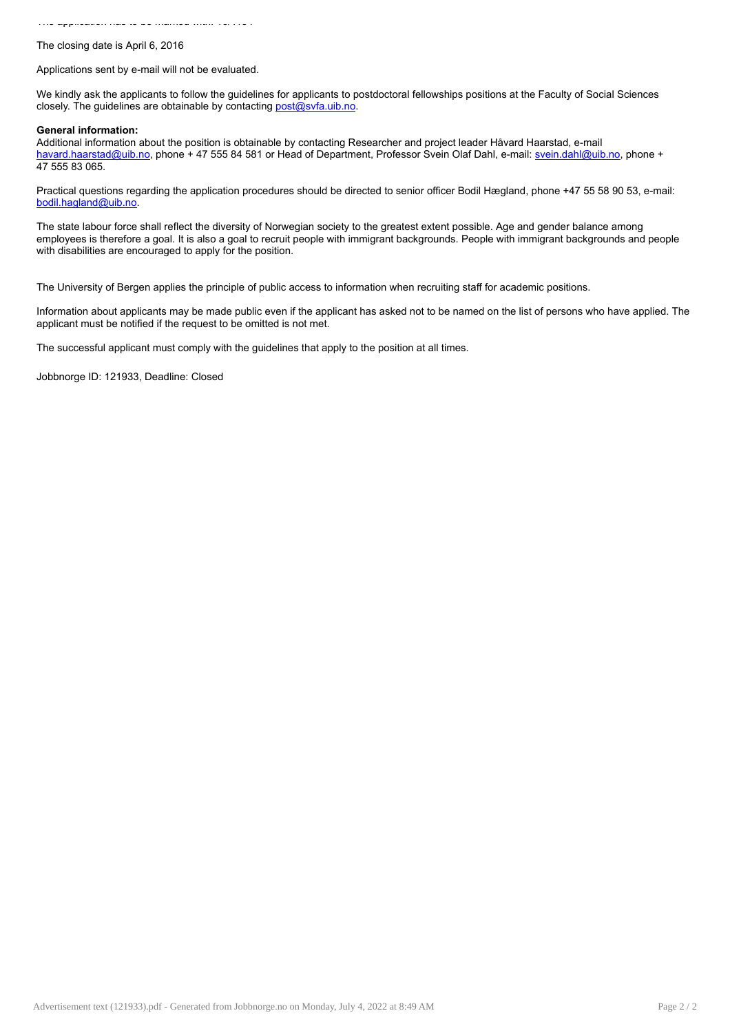The application has to be marked with: 16/1184

The closing date is April 6, 2016

Applications sent by e-mail will not be evaluated.

We kindly ask the applicants to follow the guidelines for applicants to postdoctoral fellowships positions at the Faculty of Social Sciences closely. The guidelines are obtainable by contacting post@svfa.uib.no.

**General information:**
Additional information about the position is obtainable by contacting Researcher and project leader Håvard Haarstad, e-mail havard.haarstad@uib.no, phone + 47 555 84 581 or Head of Department, Professor Svein Olaf Dahl, e-mail: svein.dahl@uib.no, phone + 47 555 83 065.

Practical questions regarding the application procedures should be directed to senior officer Bodil Hægland, phone +47 55 58 90 53, e-mail: bodil.hagland@uib.no.

The state labour force shall reflect the diversity of Norwegian society to the greatest extent possible. Age and gender balance among employees is therefore a goal. It is also a goal to recruit people with immigrant backgrounds. People with immigrant backgrounds and people with disabilities are encouraged to apply for the position.

The University of Bergen applies the principle of public access to information when recruiting staff for academic positions.

Information about applicants may be made public even if the applicant has asked not to be named on the list of persons who have applied. The applicant must be notified if the request to be omitted is not met.

The successful applicant must comply with the guidelines that apply to the position at all times.

Jobbnorge ID: 121933, Deadline: Closed